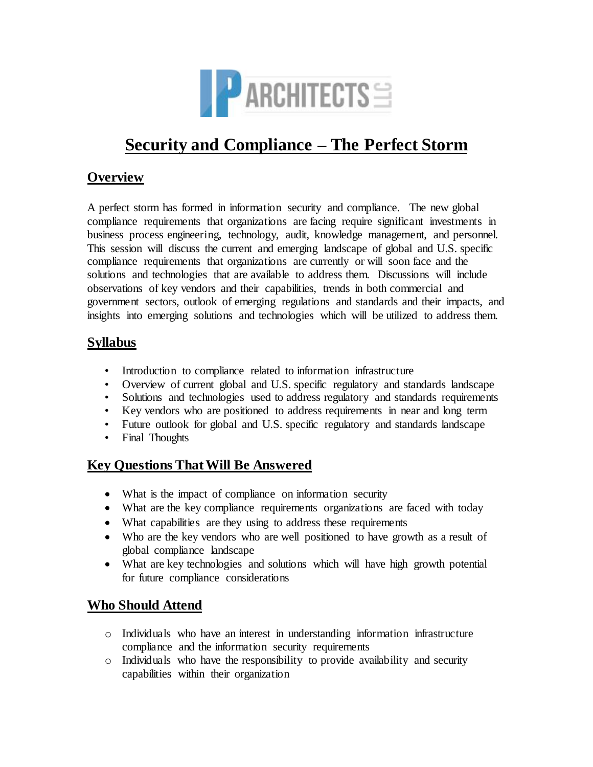IP ARCHITECTS LLC

# Security and Compliance – The Perfect Storm

## Overview

A perfect storm has formed in information security and compliance. The new global compliance requirements that organizations are facing require significant investments in business process engineering, technology, audit, knowledge management, and personnel. This session will discuss the current and emerging landscape of global and U.S. specific compliance requirements that organizations are currently or will soon face and the solutions and technologies that are available to address them. Discussions will include observations of key vendors and their capabilities, trends in both commercial and government sectors, outlook of emerging regulations and standards and their impacts, and insights into emerging solutions and technologies which will be utilized to address them.

## Syllabus

- Introduction to compliance related to information infrastructure
- Overview of current global and U.S. specific regulatory and standards landscape
- Solutions and technologies used to address regulatory and standards requirements
- Key vendors who are positioned to address requirements in near and long term
- Future outlook for global and U.S. specific regulatory and standards landscape
- Final Thoughts

## Key Questions That Will Be Answered

- What is the impact of compliance on information security
- What are the key compliance requirements organizations are faced with today
- What capabilities are they using to address these requirements
- Who are the key vendors who are well positioned to have growth as a result of global compliance landscape
- What are key technologies and solutions which will have high growth potential for future compliance considerations

## Who Should Attend

- Individuals who have an interest in understanding information infrastructure compliance and the information security requirements
- Individuals who have the responsibility to provide availability and security capabilities within their organization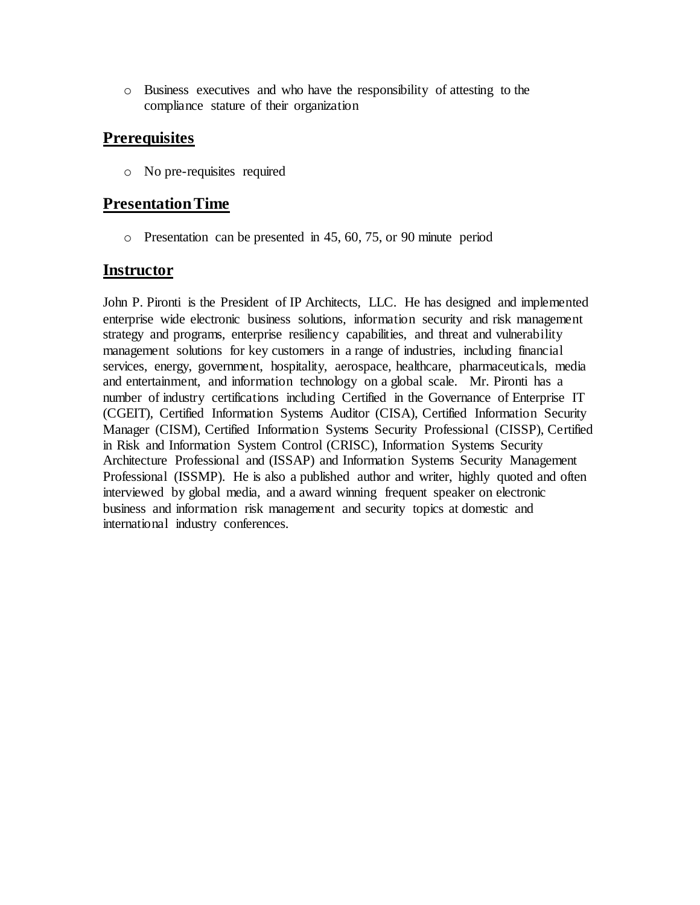- Business executives and who have the responsibility of attesting to the compliance stature of their organization

## Prerequisites

- No pre-requisites required

## Presentation Time

- Presentation can be presented in 45, 60, 75, or 90 minute period

## Instructor

John P. Pironti is the President of IP Architects, LLC. He has designed and implemented enterprise wide electronic business solutions, information security and risk management strategy and programs, enterprise resiliency capabilities, and threat and vulnerability management solutions for key customers in a range of industries, including financial services, energy, government, hospitality, aerospace, healthcare, pharmaceuticals, media and entertainment, and information technology on a global scale. Mr. Pironti has a number of industry certifications including Certified in the Governance of Enterprise IT (CGEIT), Certified Information Systems Auditor (CISA), Certified Information Security Manager (CISM), Certified Information Systems Security Professional (CISSP), Certified in Risk and Information System Control (CRISC), Information Systems Security Architecture Professional and (ISSAP) and Information Systems Security Management Professional (ISSMP). He is also a published author and writer, highly quoted and often interviewed by global media, and a award winning frequent speaker on electronic business and information risk management and security topics at domestic and international industry conferences.